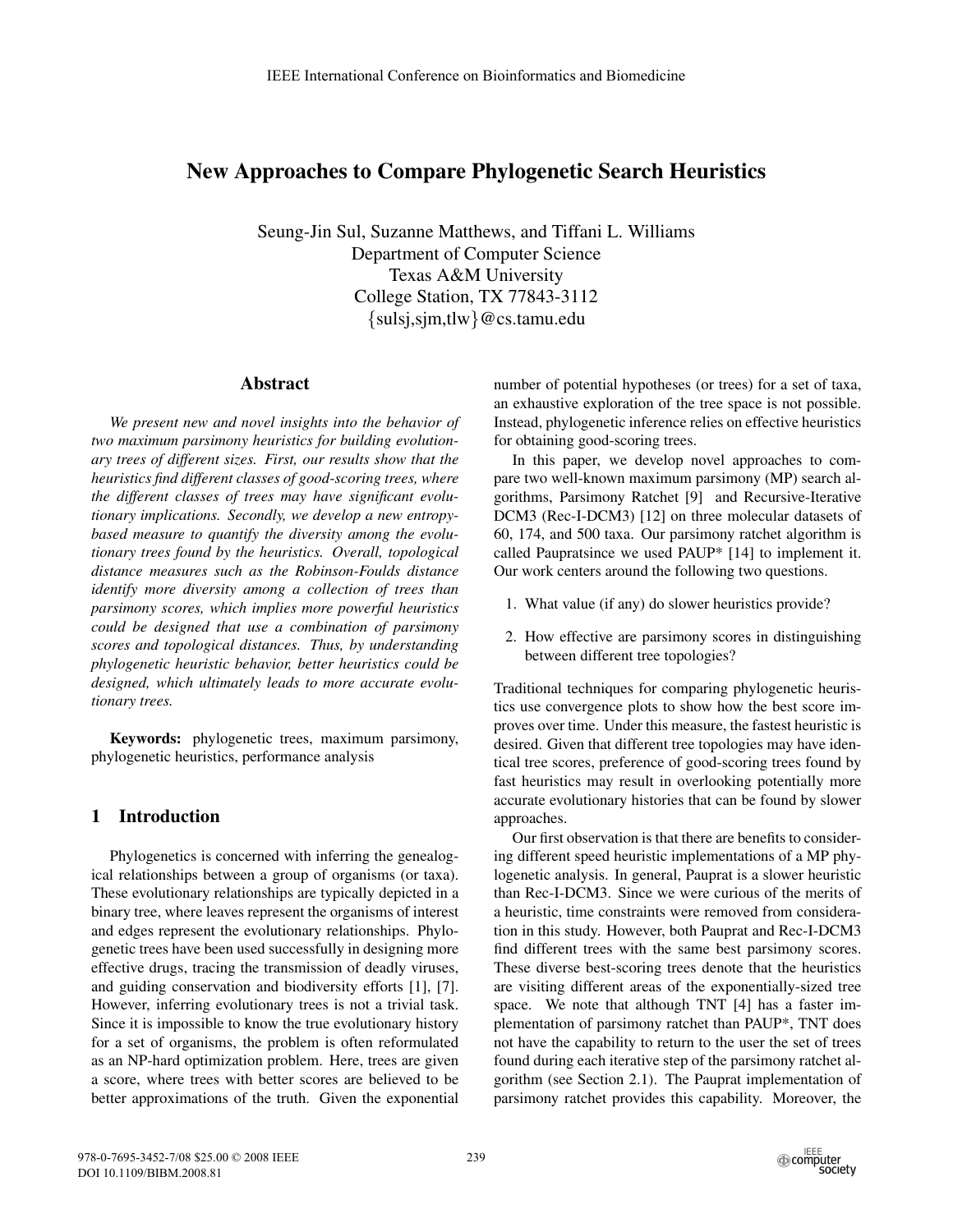# New Approaches to Compare Phylogenetic Search Heuristics

Seung-Jin Sul, Suzanne Matthews, and Tiffani L. Williams
Department of Computer Science
Texas A&M University
College Station, TX 77843-3112
{sulsj,sjm,tlw}@cs.tamu.edu

## Abstract

*We present new and novel insights into the behavior of two maximum parsimony heuristics for building evolutionary trees of different sizes. First, our results show that the heuristics find different classes of good-scoring trees, where the different classes of trees may have significant evolutionary implications. Secondly, we develop a new entropy-based measure to quantify the diversity among the evolutionary trees found by the heuristics. Overall, topological distance measures such as the Robinson-Foulds distance identify more diversity among a collection of trees than parsimony scores, which implies more powerful heuristics could be designed that use a combination of parsimony scores and topological distances. Thus, by understanding phylogenetic heuristic behavior, better heuristics could be designed, which ultimately leads to more accurate evolutionary trees.*

**Keywords:** phylogenetic trees, maximum parsimony, phylogenetic heuristics, performance analysis

## 1 Introduction

Phylogenetics is concerned with inferring the genealogical relationships between a group of organisms (or taxa). These evolutionary relationships are typically depicted in a binary tree, where leaves represent the organisms of interest and edges represent the evolutionary relationships. Phylogenetic trees have been used successfully in designing more effective drugs, tracing the transmission of deadly viruses, and guiding conservation and biodiversity efforts [1], [7]. However, inferring evolutionary trees is not a trivial task. Since it is impossible to know the true evolutionary history for a set of organisms, the problem is often reformulated as an NP-hard optimization problem. Here, trees are given a score, where trees with better scores are believed to be better approximations of the truth. Given the exponential number of potential hypotheses (or trees) for a set of taxa, an exhaustive exploration of the tree space is not possible. Instead, phylogenetic inference relies on effective heuristics for obtaining good-scoring trees.

In this paper, we develop novel approaches to compare two well-known maximum parsimony (MP) search algorithms, Parsimony Ratchet [9] and Recursive-Iterative DCM3 (Rec-I-DCM3) [12] on three molecular datasets of 60, 174, and 500 taxa. Our parsimony ratchet algorithm is called Pauupratsince we used PAUP* [14] to implement it. Our work centers around the following two questions.

1. What value (if any) do slower heuristics provide?
2. How effective are parsimony scores in distinguishing between different tree topologies?

Traditional techniques for comparing phylogenetic heuristics use convergence plots to show how the best score improves over time. Under this measure, the fastest heuristic is desired. Given that different tree topologies may have identical tree scores, preference of good-scoring trees found by fast heuristics may result in overlooking potentially more accurate evolutionary histories that can be found by slower approaches.

Our first observation is that there are benefits to considering different speed heuristic implementations of a MP phylogenetic analysis. In general, Pauprat is a slower heuristic than Rec-I-DCM3. Since we were curious of the merits of a heuristic, time constraints were removed from consideration in this study. However, both Pauprat and Rec-I-DCM3 find different trees with the same best parsimony scores. These diverse best-scoring trees denote that the heuristics are visiting different areas of the exponentially-sized tree space. We note that although TNT [4] has a faster implementation of parsimony ratchet than PAUP*, TNT does not have the capability to return to the user the set of trees found during each iterative step of the parsimony ratchet algorithm (see Section 2.1). The Pauprat implementation of parsimony ratchet provides this capability. Moreover, the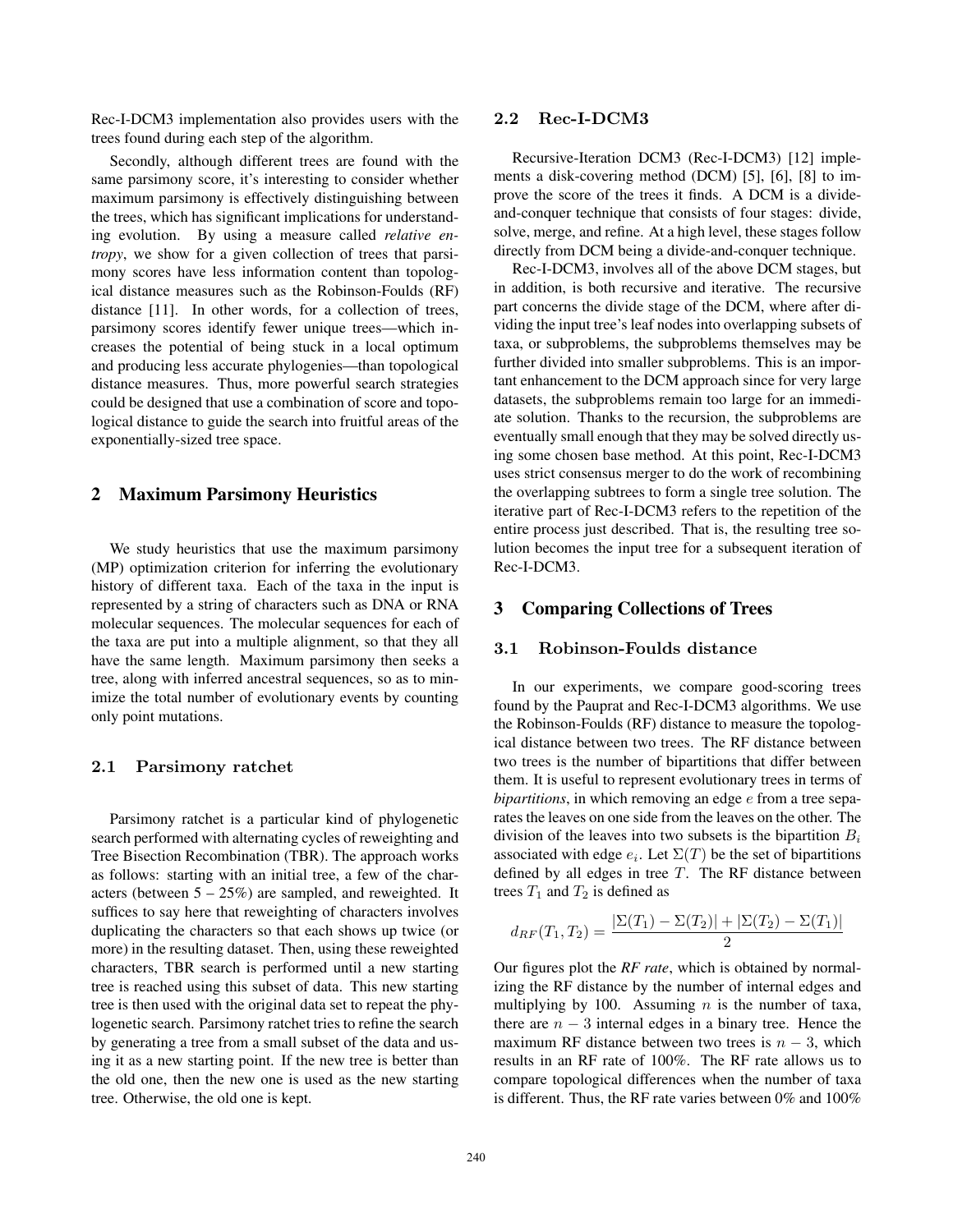Rec-I-DCM3 implementation also provides users with the trees found during each step of the algorithm.

Secondly, although different trees are found with the same parsimony score, it's interesting to consider whether maximum parsimony is effectively distinguishing between the trees, which has significant implications for understanding evolution. By using a measure called *relative entropy*, we show for a given collection of trees that parsimony scores have less information content than topological distance measures such as the Robinson-Foulds (RF) distance [11]. In other words, for a collection of trees, parsimony scores identify fewer unique trees—which increases the potential of being stuck in a local optimum and producing less accurate phylogenies—than topological distance measures. Thus, more powerful search strategies could be designed that use a combination of score and topological distance to guide the search into fruitful areas of the exponentially-sized tree space.

## 2 Maximum Parsimony Heuristics

We study heuristics that use the maximum parsimony (MP) optimization criterion for inferring the evolutionary history of different taxa. Each of the taxa in the input is represented by a string of characters such as DNA or RNA molecular sequences. The molecular sequences for each of the taxa are put into a multiple alignment, so that they all have the same length. Maximum parsimony then seeks a tree, along with inferred ancestral sequences, so as to minimize the total number of evolutionary events by counting only point mutations.

### 2.1 Parsimony ratchet

Parsimony ratchet is a particular kind of phylogenetic search performed with alternating cycles of reweighting and Tree Bisection Recombination (TBR). The approach works as follows: starting with an initial tree, a few of the characters (between 5 – 25%) are sampled, and reweighted. It suffices to say here that reweighting of characters involves duplicating the characters so that each shows up twice (or more) in the resulting dataset. Then, using these reweighted characters, TBR search is performed until a new starting tree is reached using this subset of data. This new starting tree is then used with the original data set to repeat the phylogenetic search. Parsimony ratchet tries to refine the search by generating a tree from a small subset of the data and using it as a new starting point. If the new tree is better than the old one, then the new one is used as the new starting tree. Otherwise, the old one is kept.

### 2.2 Rec-I-DCM3

Recursive-Iteration DCM3 (Rec-I-DCM3) [12] implements a disk-covering method (DCM) [5], [6], [8] to improve the score of the trees it finds. A DCM is a divide-and-conquer technique that consists of four stages: divide, solve, merge, and refine. At a high level, these stages follow directly from DCM being a divide-and-conquer technique.

Rec-I-DCM3, involves all of the above DCM stages, but in addition, is both recursive and iterative. The recursive part concerns the divide stage of the DCM, where after dividing the input tree's leaf nodes into overlapping subsets of taxa, or subproblems, the subproblems themselves may be further divided into smaller subproblems. This is an important enhancement to the DCM approach since for very large datasets, the subproblems remain too large for an immediate solution. Thanks to the recursion, the subproblems are eventually small enough that they may be solved directly using some chosen base method. At this point, Rec-I-DCM3 uses strict consensus merger to do the work of recombining the overlapping subtrees to form a single tree solution. The iterative part of Rec-I-DCM3 refers to the repetition of the entire process just described. That is, the resulting tree solution becomes the input tree for a subsequent iteration of Rec-I-DCM3.

## 3 Comparing Collections of Trees

### 3.1 Robinson-Foulds distance

In our experiments, we compare good-scoring trees found by the Pauprat and Rec-I-DCM3 algorithms. We use the Robinson-Foulds (RF) distance to measure the topological distance between two trees. The RF distance between two trees is the number of bipartitions that differ between them. It is useful to represent evolutionary trees in terms of *bipartitions*, in which removing an edge $e$ from a tree separates the leaves on one side from the leaves on the other. The division of the leaves into two subsets is the bipartition $B_i$ associated with edge $e_i$. Let $\Sigma(T)$ be the set of bipartitions defined by all edges in tree $T$. The RF distance between trees $T_1$ and $T_2$ is defined as

$$d_{RF}(T_1, T_2) = \frac{|\Sigma(T_1) - \Sigma(T_2)| + |\Sigma(T_2) - \Sigma(T_1)|}{2}$$

Our figures plot the *RF rate*, which is obtained by normalizing the RF distance by the number of internal edges and multiplying by 100. Assuming $n$ is the number of taxa, there are $n - 3$ internal edges in a binary tree. Hence the maximum RF distance between two trees is $n - 3$, which results in an RF rate of 100%. The RF rate allows us to compare topological differences when the number of taxa is different. Thus, the RF rate varies between 0% and 100%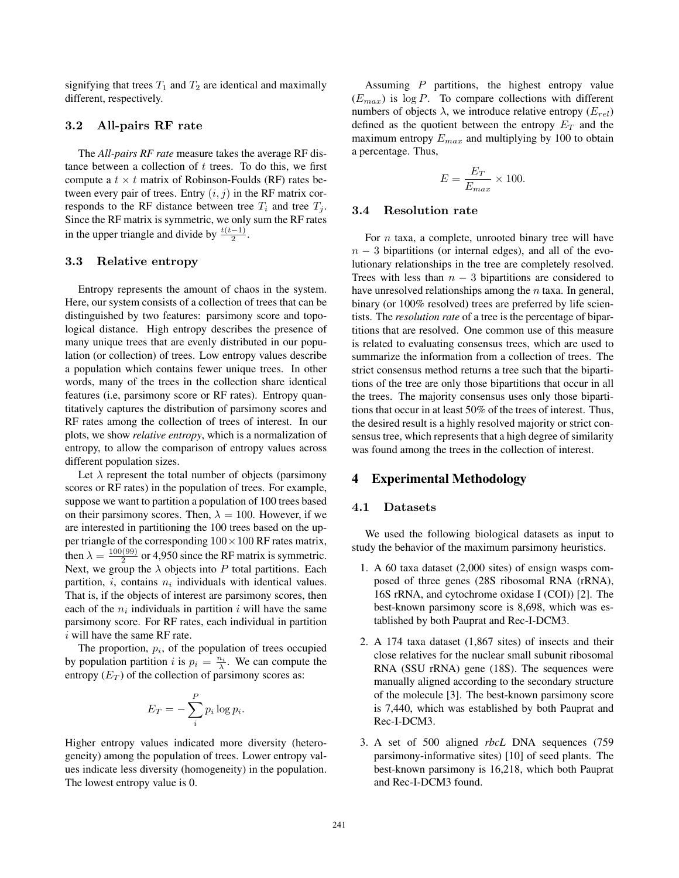signifying that trees $T_1$ and $T_2$ are identical and maximally different, respectively.

### 3.2 All-pairs RF rate

The *All-pairs RF rate* measure takes the average RF distance between a collection of $t$ trees. To do this, we first compute a $t \times t$ matrix of Robinson-Foulds (RF) rates between every pair of trees. Entry $(i, j)$ in the RF matrix corresponds to the RF distance between tree $T_i$ and tree $T_j$. Since the RF matrix is symmetric, we only sum the RF rates in the upper triangle and divide by $\frac{t(t-1)}{2}$.

### 3.3 Relative entropy

Entropy represents the amount of chaos in the system. Here, our system consists of a collection of trees that can be distinguished by two features: parsimony score and topological distance. High entropy describes the presence of many unique trees that are evenly distributed in our population (or collection) of trees. Low entropy values describe a population which contains fewer unique trees. In other words, many of the trees in the collection share identical features (i.e, parsimony score or RF rates). Entropy quantitatively captures the distribution of parsimony scores and RF rates among the collection of trees of interest. In our plots, we show *relative entropy*, which is a normalization of entropy, to allow the comparison of entropy values across different population sizes.

Let $\lambda$ represent the total number of objects (parsimony scores or RF rates) in the population of trees. For example, suppose we want to partition a population of 100 trees based on their parsimony scores. Then, $\lambda = 100$. However, if we are interested in partitioning the 100 trees based on the upper triangle of the corresponding $100 \times 100$ RF rates matrix, then $\lambda = \frac{100(99)}{2}$ or 4,950 since the RF matrix is symmetric. Next, we group the $\lambda$ objects into $P$ total partitions. Each partition, $i$, contains $n_i$ individuals with identical values. That is, if the objects of interest are parsimony scores, then each of the $n_i$ individuals in partition $i$ will have the same parsimony score. For RF rates, each individual in partition $i$ will have the same RF rate.

The proportion, $p_i$, of the population of trees occupied by population partition $i$ is $p_i = \frac{n_i}{\lambda}$. We can compute the entropy ($E_T$) of the collection of parsimony scores as:

$$E_T = -\sum_{i}^{P} p_i \log p_i.$$

Higher entropy values indicated more diversity (heterogeneity) among the population of trees. Lower entropy values indicate less diversity (homogeneity) in the population. The lowest entropy value is 0.

Assuming $P$ partitions, the highest entropy value ($E_{max}$) is $\log P$. To compare collections with different numbers of objects $\lambda$, we introduce relative entropy ($E_{rel}$) defined as the quotient between the entropy $E_T$ and the maximum entropy $E_{max}$ and multiplying by 100 to obtain a percentage. Thus,

$$E = \frac{E_T}{E_{max}} \times 100.$$

### 3.4 Resolution rate

For $n$ taxa, a complete, unrooted binary tree will have $n - 3$ bipartitions (or internal edges), and all of the evolutionary relationships in the tree are completely resolved. Trees with less than $n - 3$ bipartitions are considered to have unresolved relationships among the $n$ taxa. In general, binary (or 100% resolved) trees are preferred by life scientists. The *resolution rate* of a tree is the percentage of bipartitions that are resolved. One common use of this measure is related to evaluating consensus trees, which are used to summarize the information from a collection of trees. The strict consensus method returns a tree such that the bipartitions of the tree are only those bipartitions that occur in all the trees. The majority consensus uses only those bipartitions that occur in at least 50% of the trees of interest. Thus, the desired result is a highly resolved majority or strict consensus tree, which represents that a high degree of similarity was found among the trees in the collection of interest.

## 4 Experimental Methodology

### 4.1 Datasets

We used the following biological datasets as input to study the behavior of the maximum parsimony heuristics.

1. A 60 taxa dataset (2,000 sites) of ensign wasps composed of three genes (28S ribosomal RNA (rRNA), 16S rRNA, and cytochrome oxidase I (COI)) [2]. The best-known parsimony score is 8,698, which was established by both Pauprat and Rec-I-DCM3.
2. A 174 taxa dataset (1,867 sites) of insects and their close relatives for the nuclear small subunit ribosomal RNA (SSU rRNA) gene (18S). The sequences were manually aligned according to the secondary structure of the molecule [3]. The best-known parsimony score is 7,440, which was established by both Pauprat and Rec-I-DCM3.
3. A set of 500 aligned *rbcL* DNA sequences (759 parsimony-informative sites) [10] of seed plants. The best-known parsimony is 16,218, which both Pauprat and Rec-I-DCM3 found.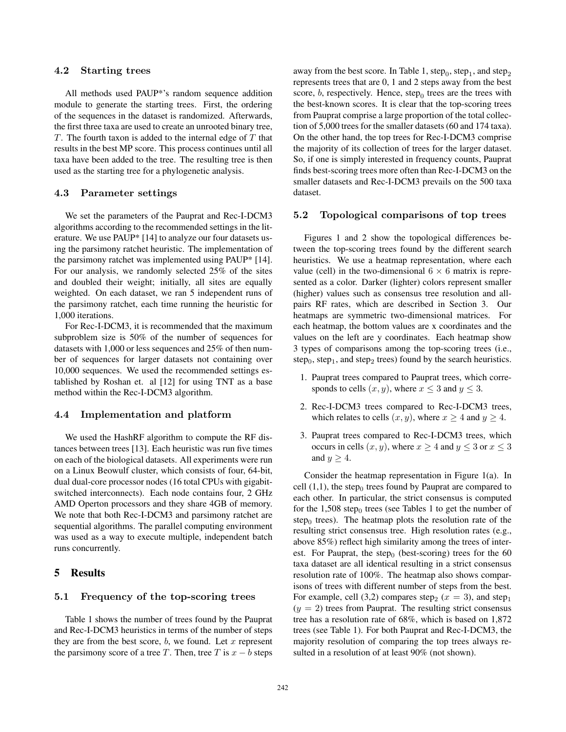### 4.2 Starting trees

All methods used PAUP*'s random sequence addition module to generate the starting trees. First, the ordering of the sequences in the dataset is randomized. Afterwards, the first three taxa are used to create an unrooted binary tree, $T$. The fourth taxon is added to the internal edge of $T$ that results in the best MP score. This process continues until all taxa have been added to the tree. The resulting tree is then used as the starting tree for a phylogenetic analysis.

### 4.3 Parameter settings

We set the parameters of the Pauprat and Rec-I-DCM3 algorithms according to the recommended settings in the literature. We use PAUP* [14] to analyze our four datasets using the parsimony ratchet heuristic. The implementation of the parsimony ratchet was implemented using PAUP* [14]. For our analysis, we randomly selected 25% of the sites and doubled their weight; initially, all sites are equally weighted. On each dataset, we ran 5 independent runs of the parsimony ratchet, each time running the heuristic for 1,000 iterations.

For Rec-I-DCM3, it is recommended that the maximum subproblem size is 50% of the number of sequences for datasets with 1,000 or less sequences and 25% of then number of sequences for larger datasets not containing over 10,000 sequences. We used the recommended settings established by Roshan et. al [12] for using TNT as a base method within the Rec-I-DCM3 algorithm.

### 4.4 Implementation and platform

We used the HashRF algorithm to compute the RF distances between trees [13]. Each heuristic was run five times on each of the biological datasets. All experiments were run on a Linux Beowulf cluster, which consists of four, 64-bit, dual dual-core processor nodes (16 total CPUs with gigabit-switched interconnects). Each node contains four, 2 GHz AMD Operton processors and they share 4GB of memory. We note that both Rec-I-DCM3 and parsimony ratchet are sequential algorithms. The parallel computing environment was used as a way to execute multiple, independent batch runs concurrently.

## 5 Results

### 5.1 Frequency of the top-scoring trees

Table 1 shows the number of trees found by the Pauprat and Rec-I-DCM3 heuristics in terms of the number of steps they are from the best score, $b$, we found. Let $x$ represent the parsimony score of a tree $T$. Then, tree $T$ is $x - b$ steps away from the best score. In Table 1, $\text{step}_0$, $\text{step}_1$, and $\text{step}_2$ represents trees that are 0, 1 and 2 steps away from the best score, $b$, respectively. Hence, $\text{step}_0$ trees are the trees with the best-known scores. It is clear that the top-scoring trees from Pauprat comprise a large proportion of the total collection of 5,000 trees for the smaller datasets (60 and 174 taxa). On the other hand, the top trees for Rec-I-DCM3 comprise the majority of its collection of trees for the larger dataset. So, if one is simply interested in frequency counts, Pauprat finds best-scoring trees more often than Rec-I-DCM3 on the smaller datasets and Rec-I-DCM3 prevails on the 500 taxa dataset.

### 5.2 Topological comparisons of top trees

Figures 1 and 2 show the topological differences between the top-scoring trees found by the different search heuristics. We use a heatmap representation, where each value (cell) in the two-dimensional $6 \times 6$ matrix is represented as a color. Darker (lighter) colors represent smaller (higher) values such as consensus tree resolution and all-pairs RF rates, which are described in Section 3. Our heatmaps are symmetric two-dimensional matrices. For each heatmap, the bottom values are x coordinates and the values on the left are y coordinates. Each heatmap show 3 types of comparisons among the top-scoring trees (i.e., $\text{step}_0$, $\text{step}_1$, and $\text{step}_2$ trees) found by the search heuristics.

1. Pauprat trees compared to Pauprat trees, which corresponds to cells $(x, y)$, where $x \leq 3$ and $y \leq 3$.
2. Rec-I-DCM3 trees compared to Rec-I-DCM3 trees, which relates to cells $(x, y)$, where $x \geq 4$ and $y \geq 4$.
3. Pauprat trees compared to Rec-I-DCM3 trees, which occurs in cells $(x, y)$, where $x \geq 4$ and $y \leq 3$ or $x \leq 3$ and $y \geq 4$.

Consider the heatmap representation in Figure 1(a). In cell (1,1), the $\text{step}_0$ trees found by Pauprat are compared to each other. In particular, the strict consensus is computed for the 1,508 $\text{step}_0$ trees (see Tables 1 to get the number of $\text{step}_0$ trees). The heatmap plots the resolution rate of the resulting strict consensus tree. High resolution rates (e.g., above 85%) reflect high similarity among the trees of interest. For Pauprat, the $\text{step}_0$ (best-scoring) trees for the 60 taxa dataset are all identical resulting in a strict consensus resolution rate of 100%. The heatmap also shows comparisons of trees with different number of steps from the best. For example, cell (3,2) compares $\text{step}_2$ ($x = 3$), and $\text{step}_1$ ($y = 2$) trees from Pauprat. The resulting strict consensus tree has a resolution rate of 68%, which is based on 1,872 trees (see Table 1). For both Pauprat and Rec-I-DCM3, the majority resolution of comparing the top trees always resulted in a resolution of at least 90% (not shown).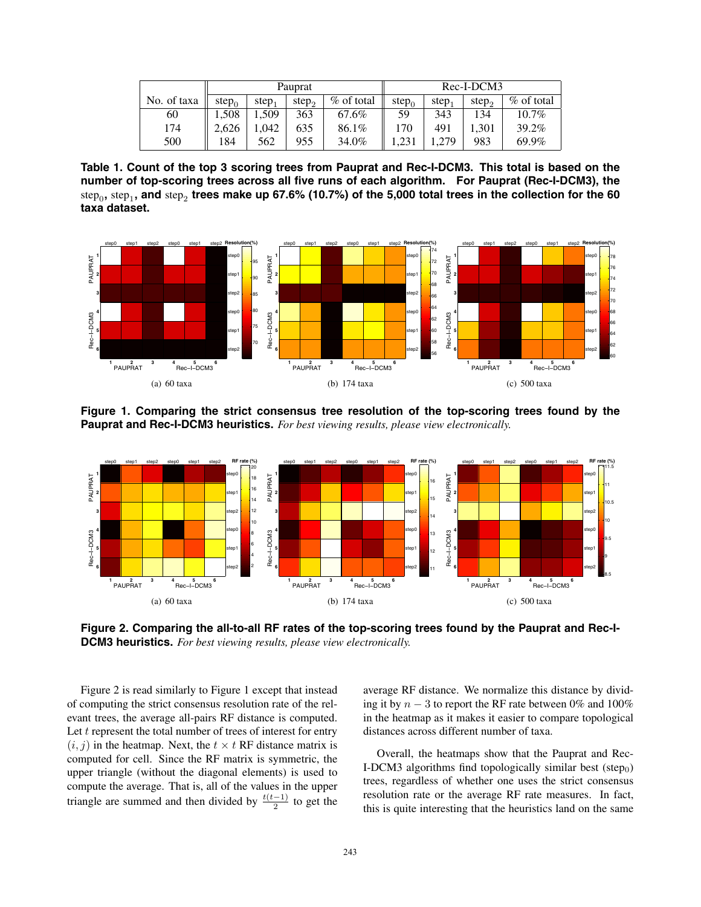| No. of taxa | Pauprat | | | | Rec-I-DCM3 | | | |
|---|---|---|---|---|---|---|---|---|
| | $\text{step}_0$ | $\text{step}_1$ | $\text{step}_2$ | % of total | $\text{step}_0$ | $\text{step}_1$ | $\text{step}_2$ | % of total |
| 60 | 1,508 | 1,509 | 363 | 67.6% | 59 | 343 | 134 | 10.7% |
| 174 | 2,626 | 1,042 | 635 | 86.1% | 170 | 491 | 1,301 | 39.2% |
| 500 | 184 | 562 | 955 | 34.0% | 1,231 | 1,279 | 983 | 69.9% |

**Table 1. Count of the top 3 scoring trees from Pauprat and Rec-I-DCM3. This total is based on the number of top-scoring trees across all five runs of each algorithm. For Pauprat (Rec-I-DCM3), the $\text{step}_0$, $\text{step}_1$, and $\text{step}_2$ trees make up 67.6% (10.7%) of the 5,000 total trees in the collection for the 60 taxa dataset.**

(a) 60 taxa (b) 174 taxa (c) 500 taxa

**Figure 1. Comparing the strict consensus tree resolution of the top-scoring trees found by the Pauprat and Rec-I-DCM3 heuristics.** *For best viewing results, please view electronically.*

(a) 60 taxa (b) 174 taxa (c) 500 taxa

**Figure 2. Comparing the all-to-all RF rates of the top-scoring trees found by the Pauprat and Rec-I-DCM3 heuristics.** *For best viewing results, please view electronically.*

Figure 2 is read similarly to Figure 1 except that instead of computing the strict consensus resolution rate of the relevant trees, the average all-pairs RF distance is computed. Let $t$ represent the total number of trees of interest for entry $(i, j)$ in the heatmap. Next, the $t \times t$ RF distance matrix is computed for cell. Since the RF matrix is symmetric, the upper triangle (without the diagonal elements) is used to compute the average. That is, all of the values in the upper triangle are summed and then divided by $\frac{t(t-1)}{2}$ to get the average RF distance. We normalize this distance by dividing it by $n - 3$ to report the RF rate between 0% and 100% in the heatmap as it makes it easier to compare topological distances across different number of taxa.

Overall, the heatmaps show that the Pauprat and Rec-I-DCM3 algorithms find topologically similar best ($\text{step}_0$) trees, regardless of whether one uses the strict consensus resolution rate or the average RF rate measures. In fact, this is quite interesting that the heuristics land on the same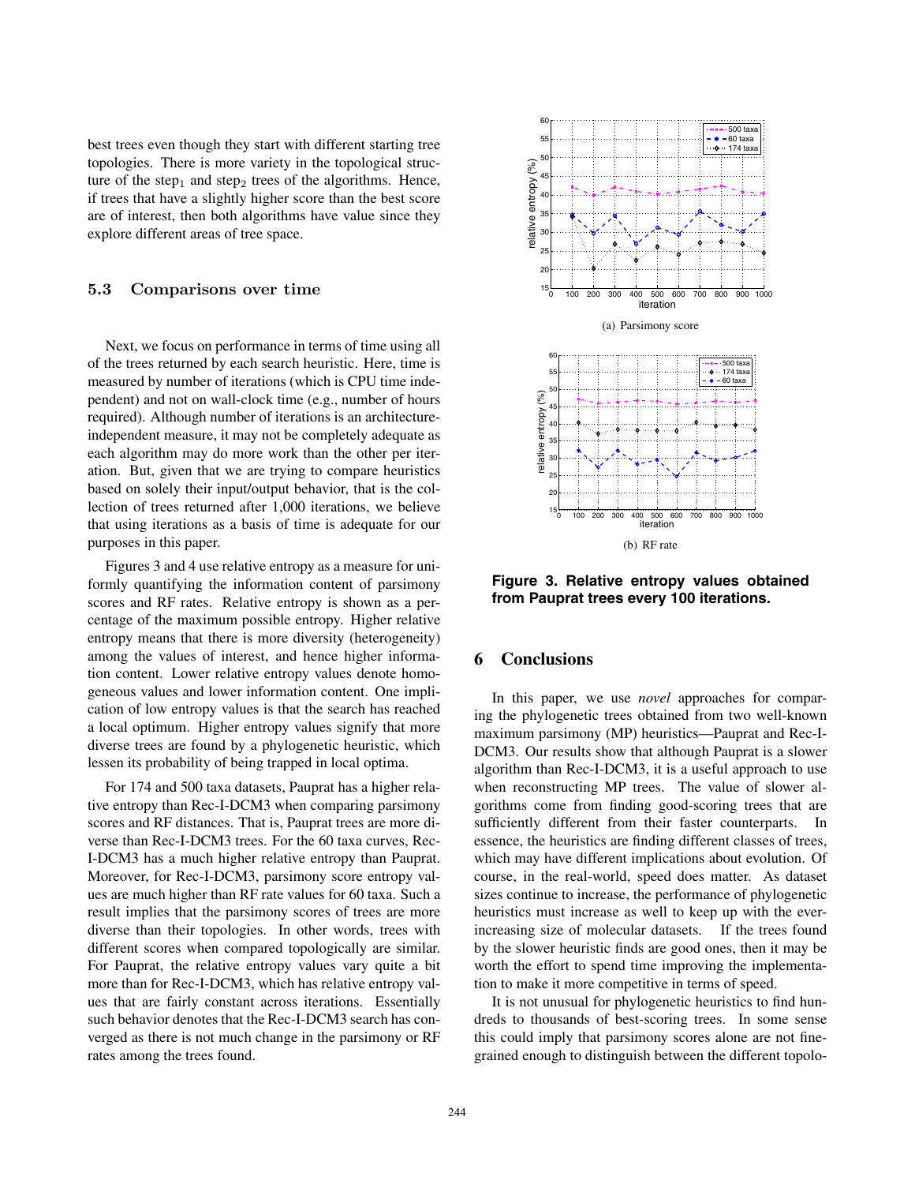best trees even though they start with different starting tree topologies. There is more variety in the topological structure of the $\text{step}_1$ and $\text{step}_2$ trees of the algorithms. Hence, if trees that have a slightly higher score than the best score are of interest, then both algorithms have value since they explore different areas of tree space.

### 5.3 Comparisons over time

Next, we focus on performance in terms of time using all of the trees returned by each search heuristic. Here, time is measured by number of iterations (which is CPU time independent) and not on wall-clock time (e.g., number of hours required). Although number of iterations is an architecture-independent measure, it may not be completely adequate as each algorithm may do more work than the other per iteration. But, given that we are trying to compare heuristics based on solely their input/output behavior, that is the collection of trees returned after 1,000 iterations, we believe that using iterations as a basis of time is adequate for our purposes in this paper.

Figures 3 and 4 use relative entropy as a measure for uniformly quantifying the information content of parsimony scores and RF rates. Relative entropy is shown as a percentage of the maximum possible entropy. Higher relative entropy means that there is more diversity (heterogeneity) among the values of interest, and hence higher information content. Lower relative entropy values denote homogeneous values and lower information content. One implication of low entropy values is that the search has reached a local optimum. Higher entropy values signify that more diverse trees are found by a phylogenetic heuristic, which lessen its probability of being trapped in local optima.

For 174 and 500 taxa datasets, Pauprat has a higher relative entropy than Rec-I-DCM3 when comparing parsimony scores and RF distances. That is, Pauprat trees are more diverse than Rec-I-DCM3 trees. For the 60 taxa curves, Rec-I-DCM3 has a much higher relative entropy than Pauprat. Moreover, for Rec-I-DCM3, parsimony score entropy values are much higher than RF rate values for 60 taxa. Such a result implies that the parsimony scores of trees are more diverse than their topologies. In other words, trees with different scores when compared topologically are similar. For Pauprat, the relative entropy values vary quite a bit more than for Rec-I-DCM3, which has relative entropy values that are fairly constant across iterations. Essentially such behavior denotes that the Rec-I-DCM3 search has converged as there is not much change in the parsimony or RF rates among the trees found.

(a) Parsimony score

(b) RF rate

**Figure 3. Relative entropy values obtained from Pauprat trees every 100 iterations.**

## 6 Conclusions

In this paper, we use *novel* approaches for comparing the phylogenetic trees obtained from two well-known maximum parsimony (MP) heuristics—Pauprat and Rec-I-DCM3. Our results show that although Pauprat is a slower algorithm than Rec-I-DCM3, it is a useful approach to use when reconstructing MP trees. The value of slower algorithms come from finding good-scoring trees that are sufficiently different from their faster counterparts. In essence, the heuristics are finding different classes of trees, which may have different implications about evolution. Of course, in the real-world, speed does matter. As dataset sizes continue to increase, the performance of phylogenetic heuristics must increase as well to keep up with the ever-increasing size of molecular datasets. If the trees found by the slower heuristic finds are good ones, then it may be worth the effort to spend time improving the implementation to make it more competitive in terms of speed.

It is not unusual for phylogenetic heuristics to find hundreds to thousands of best-scoring trees. In some sense this could imply that parsimony scores alone are not fine-grained enough to distinguish between the different topolo-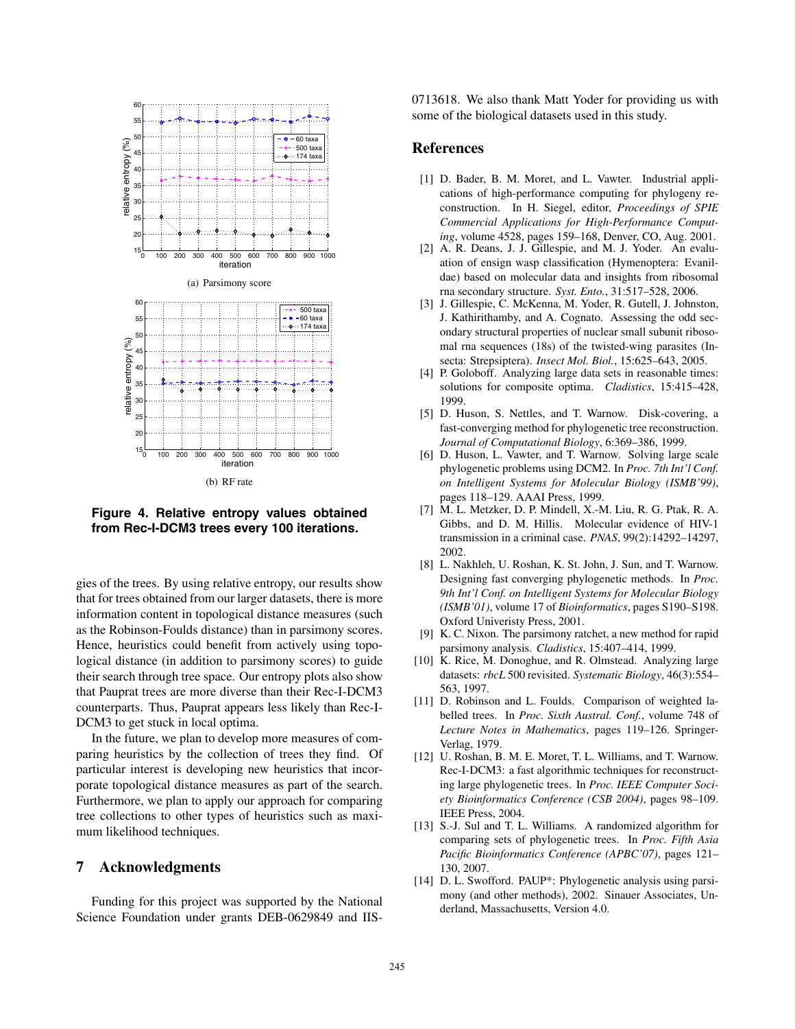60
55
50
45
40
35
30
25
20
15
0 100 200 300 400 500 600 700 800 900 1000

relative entropy (%)

iteration

60 taxa
500 taxa
174 taxa

(a) Parsimony score

60
55
50
45
40
35
30
25
20
15
0 100 200 300 400 500 600 700 800 900 1000

relative entropy (%)

iteration

500 taxa
60 taxa
174 taxa

(b) RF rate

**Figure 4. Relative entropy values obtained from Rec-I-DCM3 trees every 100 iterations.**

gies of the trees. By using relative entropy, our results show that for trees obtained from our larger datasets, there is more information content in topological distance measures (such as the Robinson-Foulds distance) than in parsimony scores. Hence, heuristics could benefit from actively using topological distance (in addition to parsimony scores) to guide their search through tree space. Our entropy plots also show that Pauprat trees are more diverse than their Rec-I-DCM3 counterparts. Thus, Pauprat appears less likely than Rec-I-DCM3 to get stuck in local optima.

In the future, we plan to develop more measures of comparing heuristics by the collection of trees they find. Of particular interest is developing new heuristics that incorporate topological distance measures as part of the search. Furthermore, we plan to apply our approach for comparing tree collections to other types of heuristics such as maximum likelihood techniques.

## 7 Acknowledgments

Funding for this project was supported by the National Science Foundation under grants DEB-0629849 and IIS-0713618. We also thank Matt Yoder for providing us with some of the biological datasets used in this study.

## References

[1] D. Bader, B. M. Moret, and L. Vawter. Industrial applications of high-performance computing for phylogeny reconstruction. In H. Siegel, editor, *Proceedings of SPIE Commercial Applications for High-Performance Computing*, volume 4528, pages 159–168, Denver, CO, Aug. 2001.

[2] A. R. Deans, J. J. Gillespie, and M. J. Yoder. An evaluation of ensign wasp classification (Hymenoptera: Evanildae) based on molecular data and insights from ribosomal rna secondary structure. *Syst. Ento.*, 31:517–528, 2006.

[3] J. Gillespie, C. McKenna, M. Yoder, R. Gutell, J. Johnston, J. Kathirithamby, and A. Cognato. Assessing the odd secondary structural properties of nuclear small subunit ribosomal rna sequences (18s) of the twisted-wing parasites (Insecta: Strepsiptera). *Insect Mol. Biol.*, 15:625–643, 2005.

[4] P. Goloboff. Analyzing large data sets in reasonable times: solutions for composite optima. *Cladistics*, 15:415–428, 1999.

[5] D. Huson, S. Nettles, and T. Warnow. Disk-covering, a fast-converging method for phylogenetic tree reconstruction. *Journal of Computational Biology*, 6:369–386, 1999.

[6] D. Huson, L. Vawter, and T. Warnow. Solving large scale phylogenetic problems using DCM2. In *Proc. 7th Int'l Conf. on Intelligent Systems for Molecular Biology (ISMB'99)*, pages 118–129. AAAI Press, 1999.

[7] M. L. Metzker, D. P. Mindell, X.-M. Liu, R. G. Ptak, R. A. Gibbs, and D. M. Hillis. Molecular evidence of HIV-1 transmission in a criminal case. *PNAS*, 99(2):14292–14297, 2002.

[8] L. Nakhleh, U. Roshan, K. St. John, J. Sun, and T. Warnow. Designing fast converging phylogenetic methods. In *Proc. 9th Int'l Conf. on Intelligent Systems for Molecular Biology (ISMB'01)*, volume 17 of *Bioinformatics*, pages S190–S198. Oxford Univeristy Press, 2001.

[9] K. C. Nixon. The parsimony ratchet, a new method for rapid parsimony analysis. *Cladistics*, 15:407–414, 1999.

[10] K. Rice, M. Donoghue, and R. Olmstead. Analyzing large datasets: *rbcL* 500 revisited. *Systematic Biology*, 46(3):554–563, 1997.

[11] D. Robinson and L. Foulds. Comparison of weighted labelled trees. In *Proc. Sixth Austral. Conf.*, volume 748 of *Lecture Notes in Mathematics*, pages 119–126. Springer-Verlag, 1979.

[12] U. Roshan, B. M. E. Moret, T. L. Williams, and T. Warnow. Rec-I-DCM3: a fast algorithmic techniques for reconstructing large phylogenetic trees. In *Proc. IEEE Computer Society Bioinformatics Conference (CSB 2004)*, pages 98–109. IEEE Press, 2004.

[13] S.-J. Sul and T. L. Williams. A randomized algorithm for comparing sets of phylogenetic trees. In *Proc. Fifth Asia Pacific Bioinformatics Conference (APBC'07)*, pages 121–130, 2007.

[14] D. L. Swofford. PAUP*: Phylogenetic analysis using parsimony (and other methods), 2002. Sinauer Associates, Underland, Massachusetts, Version 4.0.